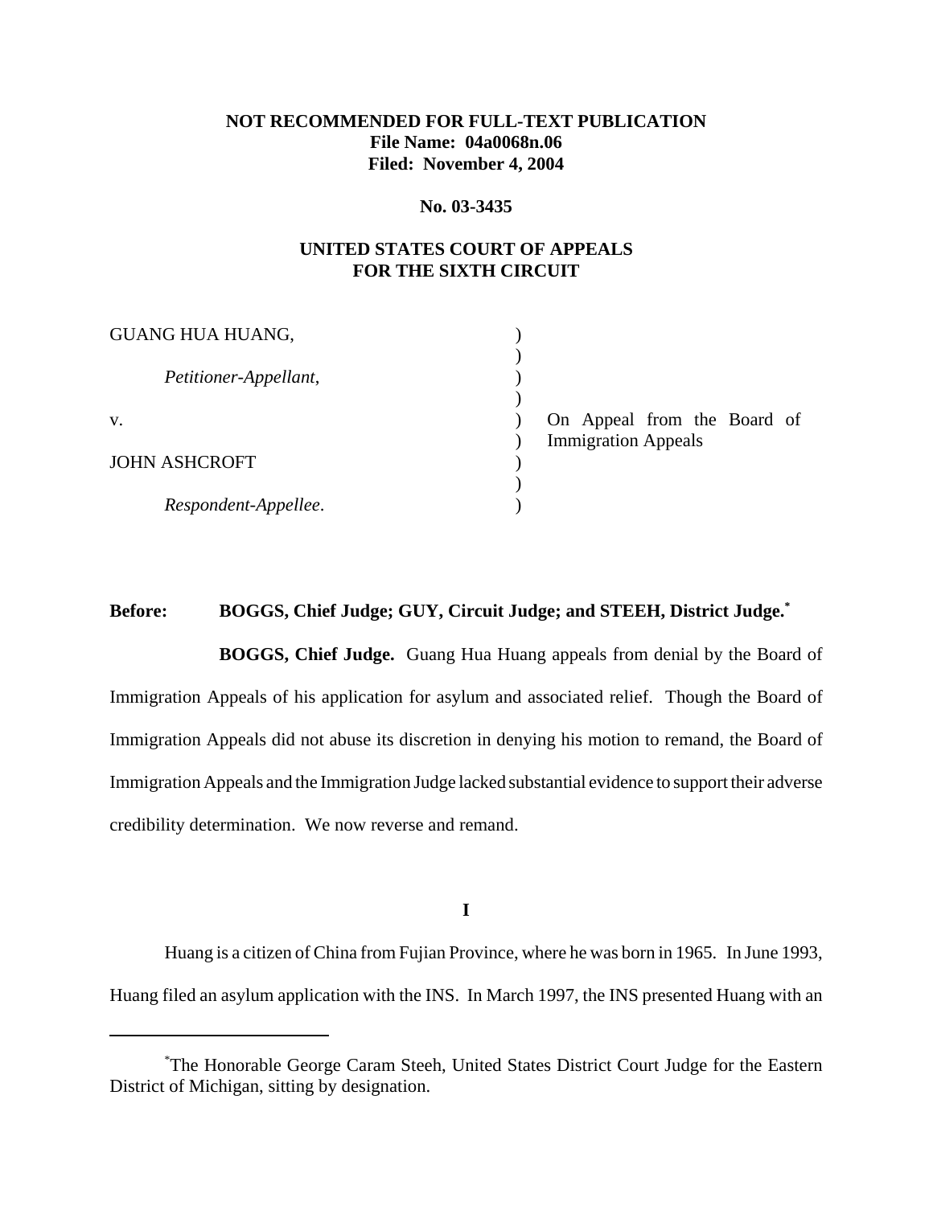**NOT RECOMMENDED FOR FULL-TEXT PUBLICATION**
**File Name: 04a0068n.06**
**Filed: November 4, 2004**

**No. 03-3435**

**UNITED STATES COURT OF APPEALS**
**FOR THE SIXTH CIRCUIT**

GUANG HUA HUANG,

*Petitioner-Appellant*,

v.

JOHN ASHCROFT

*Respondent-Appellee*.

On Appeal from the Board of Immigration Appeals

**Before: BOGGS, Chief Judge; GUY, Circuit Judge; and STEEH, District Judge.***

**BOGGS, Chief Judge.** Guang Hua Huang appeals from denial by the Board of Immigration Appeals of his application for asylum and associated relief. Though the Board of Immigration Appeals did not abuse its discretion in denying his motion to remand, the Board of Immigration Appeals and the Immigration Judge lacked substantial evidence to support their adverse credibility determination. We now reverse and remand.

**I**

Huang is a citizen of China from Fujian Province, where he was born in 1965. In June 1993, Huang filed an asylum application with the INS. In March 1997, the INS presented Huang with an

---

*The Honorable George Caram Steeh, United States District Court Judge for the Eastern District of Michigan, sitting by designation.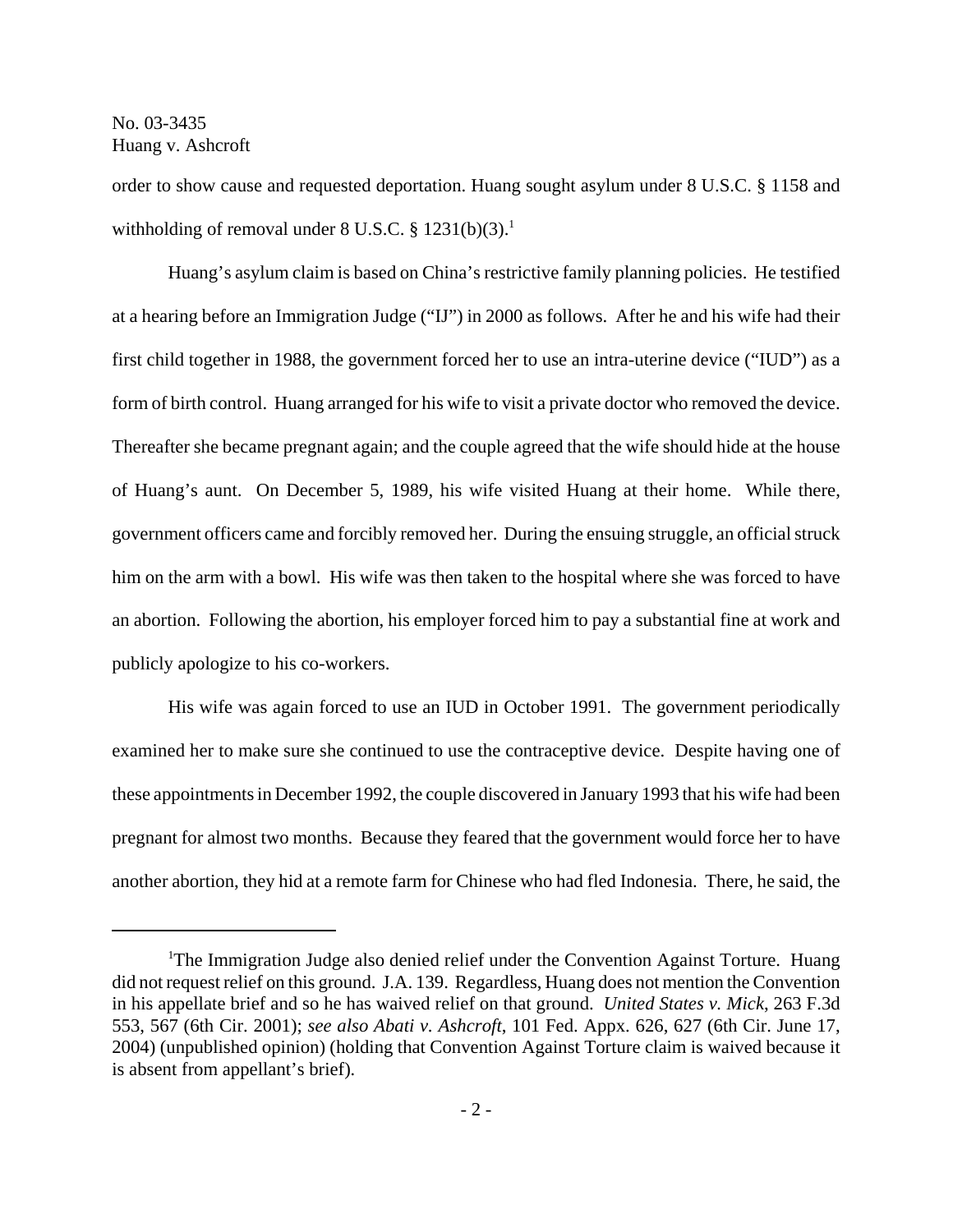order to show cause and requested deportation. Huang sought asylum under 8 U.S.C. § 1158 and withholding of removal under 8 U.S.C. § 1231(b)(3).[1]

Huang's asylum claim is based on China's restrictive family planning policies. He testified at a hearing before an Immigration Judge ("IJ") in 2000 as follows. After he and his wife had their first child together in 1988, the government forced her to use an intra-uterine device ("IUD") as a form of birth control. Huang arranged for his wife to visit a private doctor who removed the device. Thereafter she became pregnant again; and the couple agreed that the wife should hide at the house of Huang's aunt. On December 5, 1989, his wife visited Huang at their home. While there, government officers came and forcibly removed her. During the ensuing struggle, an official struck him on the arm with a bowl. His wife was then taken to the hospital where she was forced to have an abortion. Following the abortion, his employer forced him to pay a substantial fine at work and publicly apologize to his co-workers.

His wife was again forced to use an IUD in October 1991. The government periodically examined her to make sure she continued to use the contraceptive device. Despite having one of these appointments in December 1992, the couple discovered in January 1993 that his wife had been pregnant for almost two months. Because they feared that the government would force her to have another abortion, they hid at a remote farm for Chinese who had fled Indonesia. There, he said, the

---

[1]The Immigration Judge also denied relief under the Convention Against Torture. Huang did not request relief on this ground. J.A. 139. Regardless, Huang does not mention the Convention in his appellate brief and so he has waived relief on that ground. *United States v. Mick*, 263 F.3d 553, 567 (6th Cir. 2001); *see also Abati v. Ashcroft*, 101 Fed. Appx. 626, 627 (6th Cir. June 17, 2004) (unpublished opinion) (holding that Convention Against Torture claim is waived because it is absent from appellant's brief).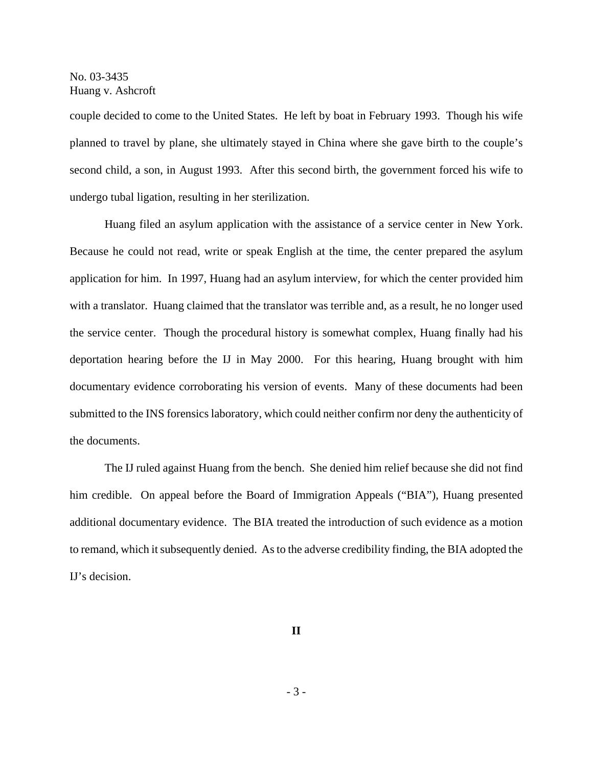couple decided to come to the United States. He left by boat in February 1993. Though his wife planned to travel by plane, she ultimately stayed in China where she gave birth to the couple's second child, a son, in August 1993. After this second birth, the government forced his wife to undergo tubal ligation, resulting in her sterilization.

Huang filed an asylum application with the assistance of a service center in New York. Because he could not read, write or speak English at the time, the center prepared the asylum application for him. In 1997, Huang had an asylum interview, for which the center provided him with a translator. Huang claimed that the translator was terrible and, as a result, he no longer used the service center. Though the procedural history is somewhat complex, Huang finally had his deportation hearing before the IJ in May 2000. For this hearing, Huang brought with him documentary evidence corroborating his version of events. Many of these documents had been submitted to the INS forensics laboratory, which could neither confirm nor deny the authenticity of the documents.

The IJ ruled against Huang from the bench. She denied him relief because she did not find him credible. On appeal before the Board of Immigration Appeals ("BIA"), Huang presented additional documentary evidence. The BIA treated the introduction of such evidence as a motion to remand, which it subsequently denied. As to the adverse credibility finding, the BIA adopted the IJ's decision.

## II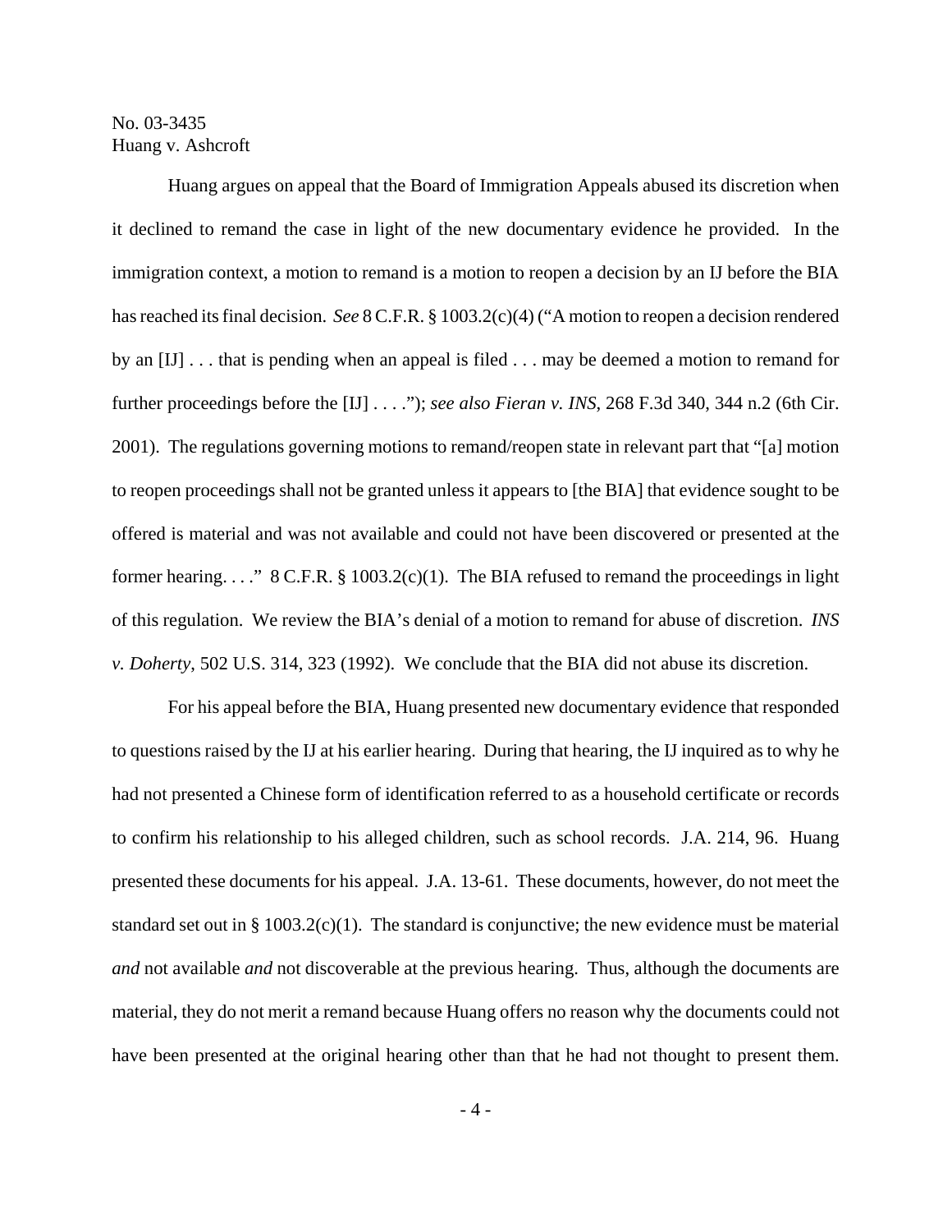Huang argues on appeal that the Board of Immigration Appeals abused its discretion when it declined to remand the case in light of the new documentary evidence he provided. In the immigration context, a motion to remand is a motion to reopen a decision by an IJ before the BIA has reached its final decision. *See* 8 C.F.R. § 1003.2(c)(4) ("A motion to reopen a decision rendered by an [IJ] . . . that is pending when an appeal is filed . . . may be deemed a motion to remand for further proceedings before the [IJ] . . . ."); *see also Fieran v. INS*, 268 F.3d 340, 344 n.2 (6th Cir. 2001). The regulations governing motions to remand/reopen state in relevant part that "[a] motion to reopen proceedings shall not be granted unless it appears to [the BIA] that evidence sought to be offered is material and was not available and could not have been discovered or presented at the former hearing. . . ." 8 C.F.R. § 1003.2(c)(1). The BIA refused to remand the proceedings in light of this regulation. We review the BIA's denial of a motion to remand for abuse of discretion. *INS v. Doherty*, 502 U.S. 314, 323 (1992). We conclude that the BIA did not abuse its discretion.

For his appeal before the BIA, Huang presented new documentary evidence that responded to questions raised by the IJ at his earlier hearing. During that hearing, the IJ inquired as to why he had not presented a Chinese form of identification referred to as a household certificate or records to confirm his relationship to his alleged children, such as school records. J.A. 214, 96. Huang presented these documents for his appeal. J.A. 13-61. These documents, however, do not meet the standard set out in § 1003.2(c)(1). The standard is conjunctive; the new evidence must be material *and* not available *and* not discoverable at the previous hearing. Thus, although the documents are material, they do not merit a remand because Huang offers no reason why the documents could not have been presented at the original hearing other than that he had not thought to present them.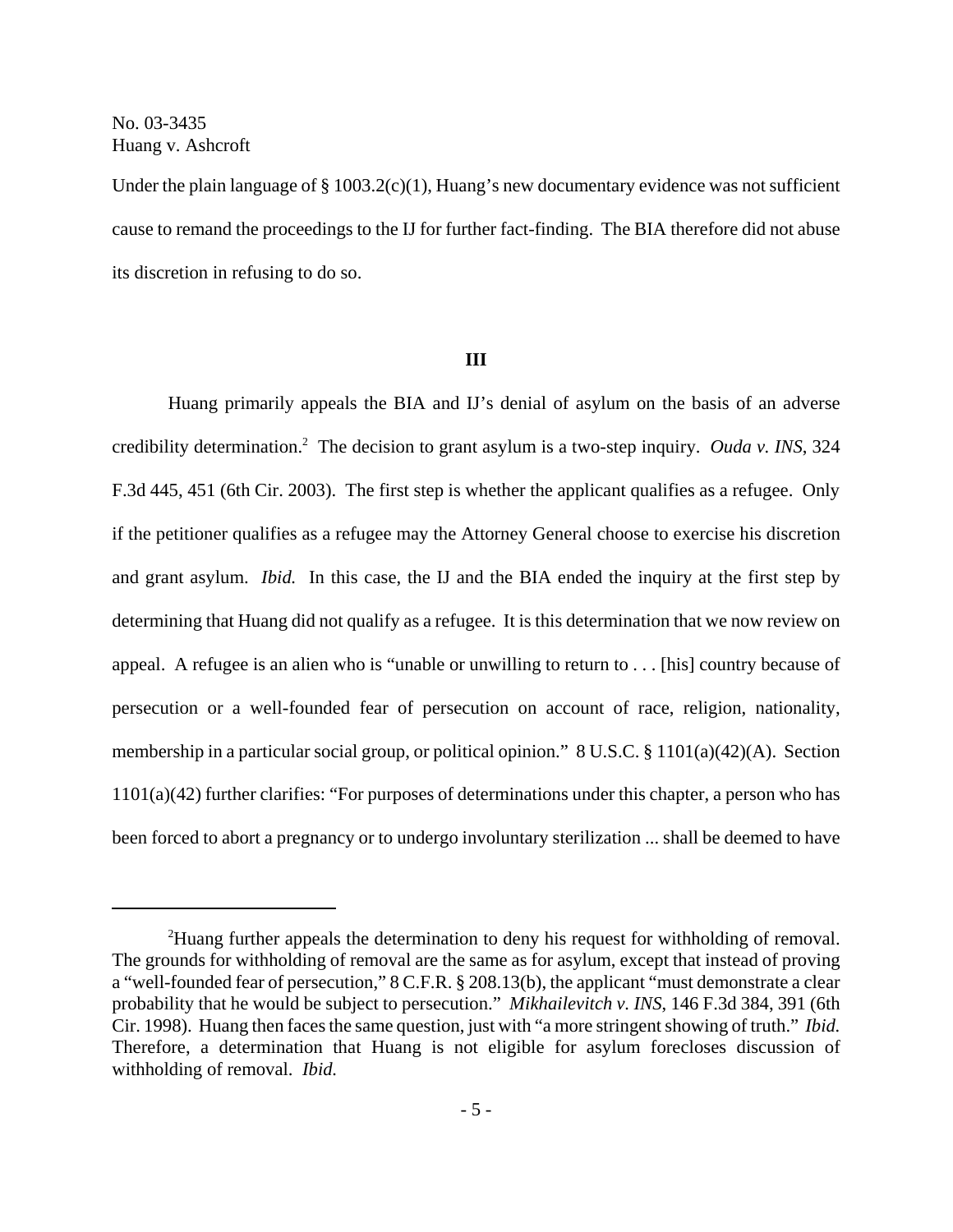Under the plain language of § 1003.2(c)(1), Huang's new documentary evidence was not sufficient cause to remand the proceedings to the IJ for further fact-finding. The BIA therefore did not abuse its discretion in refusing to do so.

## III

Huang primarily appeals the BIA and IJ's denial of asylum on the basis of an adverse credibility determination.[2] The decision to grant asylum is a two-step inquiry. *Ouda v. INS*, 324 F.3d 445, 451 (6th Cir. 2003). The first step is whether the applicant qualifies as a refugee. Only if the petitioner qualifies as a refugee may the Attorney General choose to exercise his discretion and grant asylum. *Ibid.* In this case, the IJ and the BIA ended the inquiry at the first step by determining that Huang did not qualify as a refugee. It is this determination that we now review on appeal. A refugee is an alien who is "unable or unwilling to return to . . . [his] country because of persecution or a well-founded fear of persecution on account of race, religion, nationality, membership in a particular social group, or political opinion." 8 U.S.C. § 1101(a)(42)(A). Section 1101(a)(42) further clarifies: "For purposes of determinations under this chapter, a person who has been forced to abort a pregnancy or to undergo involuntary sterilization ... shall be deemed to have

---

[2] Huang further appeals the determination to deny his request for withholding of removal. The grounds for withholding of removal are the same as for asylum, except that instead of proving a "well-founded fear of persecution," 8 C.F.R. § 208.13(b), the applicant "must demonstrate a clear probability that he would be subject to persecution." *Mikhailevitch v. INS*, 146 F.3d 384, 391 (6th Cir. 1998). Huang then faces the same question, just with "a more stringent showing of truth." *Ibid.* Therefore, a determination that Huang is not eligible for asylum forecloses discussion of withholding of removal. *Ibid.*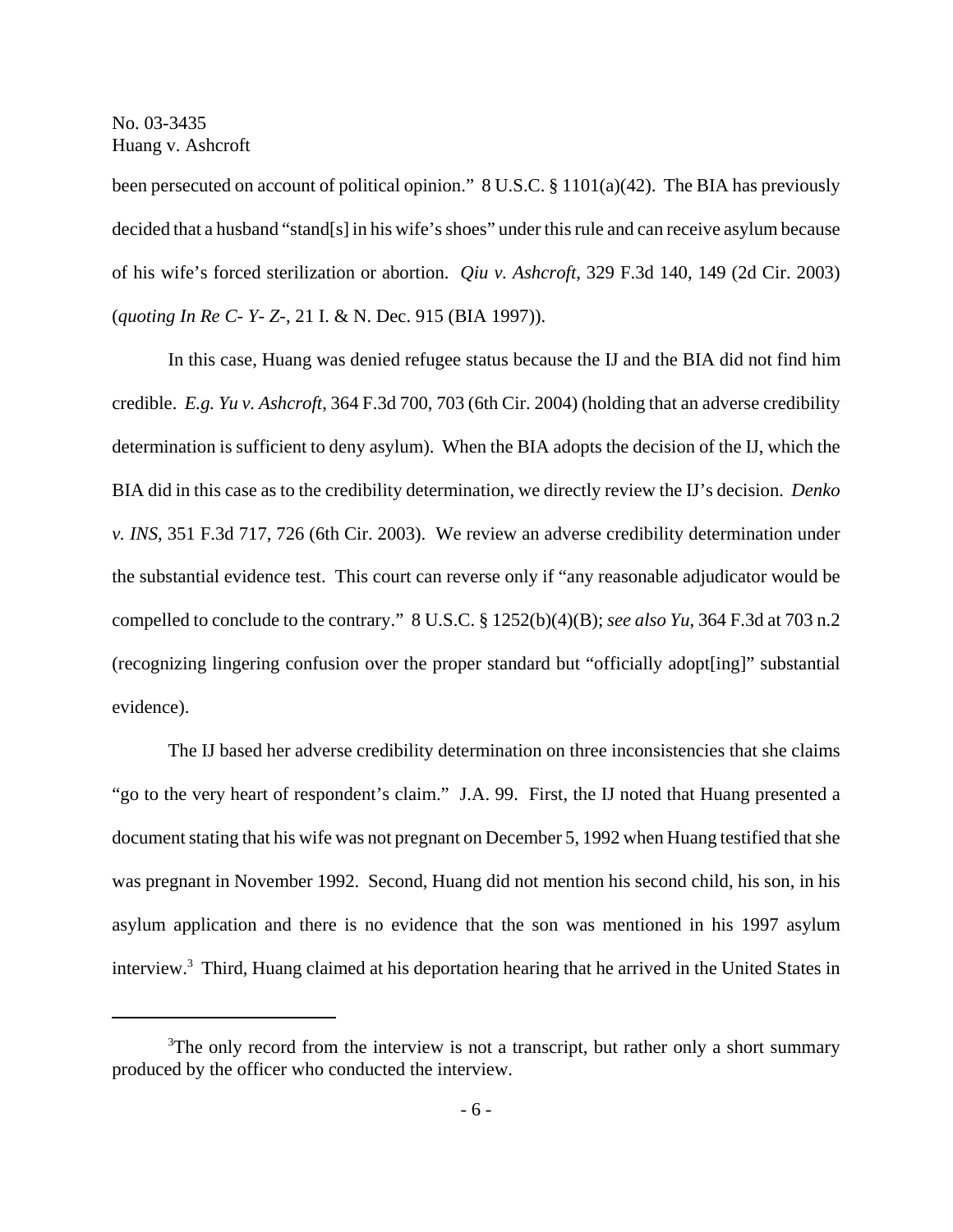been persecuted on account of political opinion." 8 U.S.C. § 1101(a)(42). The BIA has previously decided that a husband "stand[s] in his wife's shoes" under this rule and can receive asylum because of his wife's forced sterilization or abortion. *Qiu v. Ashcroft*, 329 F.3d 140, 149 (2d Cir. 2003) (*quoting In Re C- Y- Z-*, 21 I. & N. Dec. 915 (BIA 1997)).

In this case, Huang was denied refugee status because the IJ and the BIA did not find him credible. *E.g. Yu v. Ashcroft*, 364 F.3d 700, 703 (6th Cir. 2004) (holding that an adverse credibility determination is sufficient to deny asylum). When the BIA adopts the decision of the IJ, which the BIA did in this case as to the credibility determination, we directly review the IJ's decision. *Denko v. INS*, 351 F.3d 717, 726 (6th Cir. 2003). We review an adverse credibility determination under the substantial evidence test. This court can reverse only if "any reasonable adjudicator would be compelled to conclude to the contrary." 8 U.S.C. § 1252(b)(4)(B); *see also Yu*, 364 F.3d at 703 n.2 (recognizing lingering confusion over the proper standard but "officially adopt[ing]" substantial evidence).

The IJ based her adverse credibility determination on three inconsistencies that she claims "go to the very heart of respondent's claim." J.A. 99. First, the IJ noted that Huang presented a document stating that his wife was not pregnant on December 5, 1992 when Huang testified that she was pregnant in November 1992. Second, Huang did not mention his second child, his son, in his asylum application and there is no evidence that the son was mentioned in his 1997 asylum interview.[3] Third, Huang claimed at his deportation hearing that he arrived in the United States in

---

[3]The only record from the interview is not a transcript, but rather only a short summary produced by the officer who conducted the interview.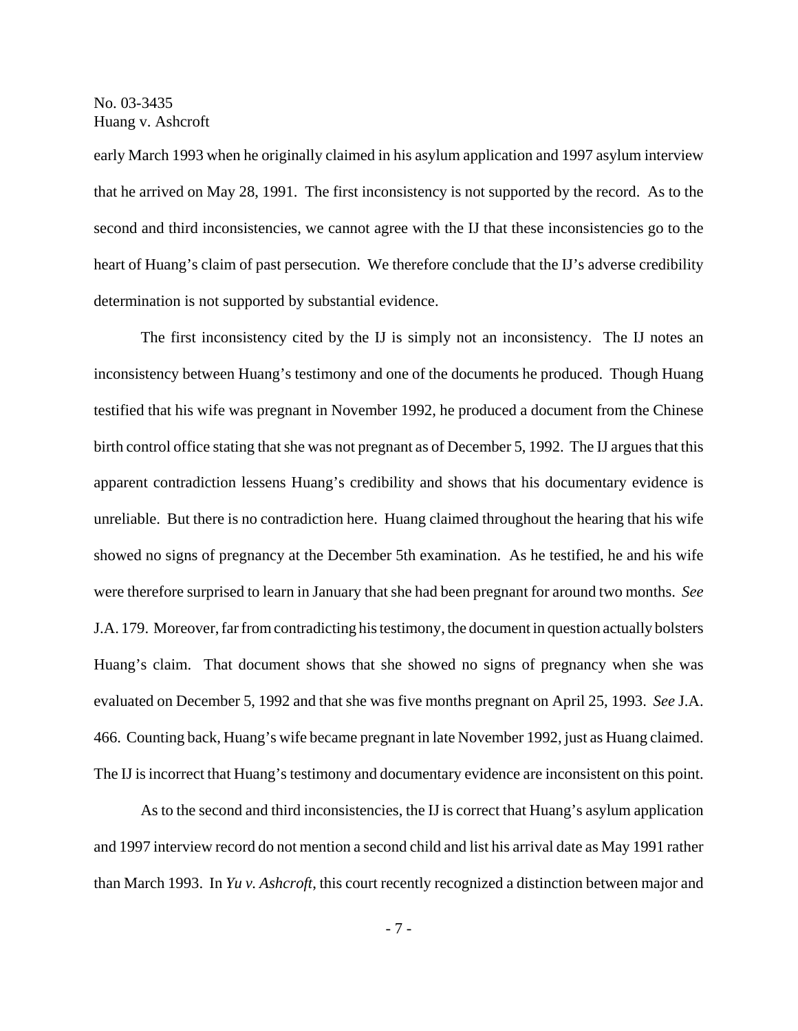early March 1993 when he originally claimed in his asylum application and 1997 asylum interview that he arrived on May 28, 1991. The first inconsistency is not supported by the record. As to the second and third inconsistencies, we cannot agree with the IJ that these inconsistencies go to the heart of Huang's claim of past persecution. We therefore conclude that the IJ's adverse credibility determination is not supported by substantial evidence.

The first inconsistency cited by the IJ is simply not an inconsistency. The IJ notes an inconsistency between Huang's testimony and one of the documents he produced. Though Huang testified that his wife was pregnant in November 1992, he produced a document from the Chinese birth control office stating that she was not pregnant as of December 5, 1992. The IJ argues that this apparent contradiction lessens Huang's credibility and shows that his documentary evidence is unreliable. But there is no contradiction here. Huang claimed throughout the hearing that his wife showed no signs of pregnancy at the December 5th examination. As he testified, he and his wife were therefore surprised to learn in January that she had been pregnant for around two months. *See* J.A. 179. Moreover, far from contradicting his testimony, the document in question actually bolsters Huang's claim. That document shows that she showed no signs of pregnancy when she was evaluated on December 5, 1992 and that she was five months pregnant on April 25, 1993. *See* J.A. 466. Counting back, Huang's wife became pregnant in late November 1992, just as Huang claimed. The IJ is incorrect that Huang's testimony and documentary evidence are inconsistent on this point.

As to the second and third inconsistencies, the IJ is correct that Huang's asylum application and 1997 interview record do not mention a second child and list his arrival date as May 1991 rather than March 1993. In *Yu v. Ashcroft*, this court recently recognized a distinction between major and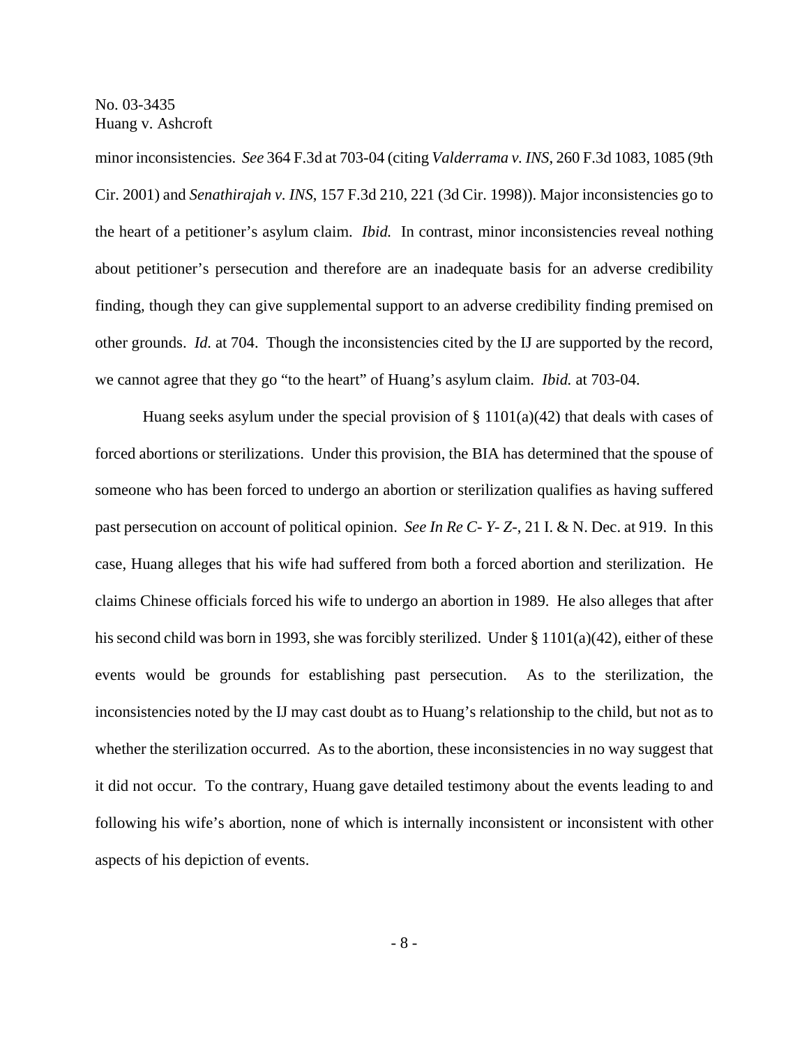minor inconsistencies. *See* 364 F.3d at 703-04 (citing *Valderrama v. INS*, 260 F.3d 1083, 1085 (9th Cir. 2001) and *Senathirajah v. INS*, 157 F.3d 210, 221 (3d Cir. 1998)). Major inconsistencies go to the heart of a petitioner's asylum claim. *Ibid.* In contrast, minor inconsistencies reveal nothing about petitioner's persecution and therefore are an inadequate basis for an adverse credibility finding, though they can give supplemental support to an adverse credibility finding premised on other grounds. *Id.* at 704. Though the inconsistencies cited by the IJ are supported by the record, we cannot agree that they go "to the heart" of Huang's asylum claim. *Ibid.* at 703-04.

Huang seeks asylum under the special provision of § 1101(a)(42) that deals with cases of forced abortions or sterilizations. Under this provision, the BIA has determined that the spouse of someone who has been forced to undergo an abortion or sterilization qualifies as having suffered past persecution on account of political opinion. *See In Re C- Y- Z-*, 21 I. & N. Dec. at 919. In this case, Huang alleges that his wife had suffered from both a forced abortion and sterilization. He claims Chinese officials forced his wife to undergo an abortion in 1989. He also alleges that after his second child was born in 1993, she was forcibly sterilized. Under § 1101(a)(42), either of these events would be grounds for establishing past persecution. As to the sterilization, the inconsistencies noted by the IJ may cast doubt as to Huang's relationship to the child, but not as to whether the sterilization occurred. As to the abortion, these inconsistencies in no way suggest that it did not occur. To the contrary, Huang gave detailed testimony about the events leading to and following his wife's abortion, none of which is internally inconsistent or inconsistent with other aspects of his depiction of events.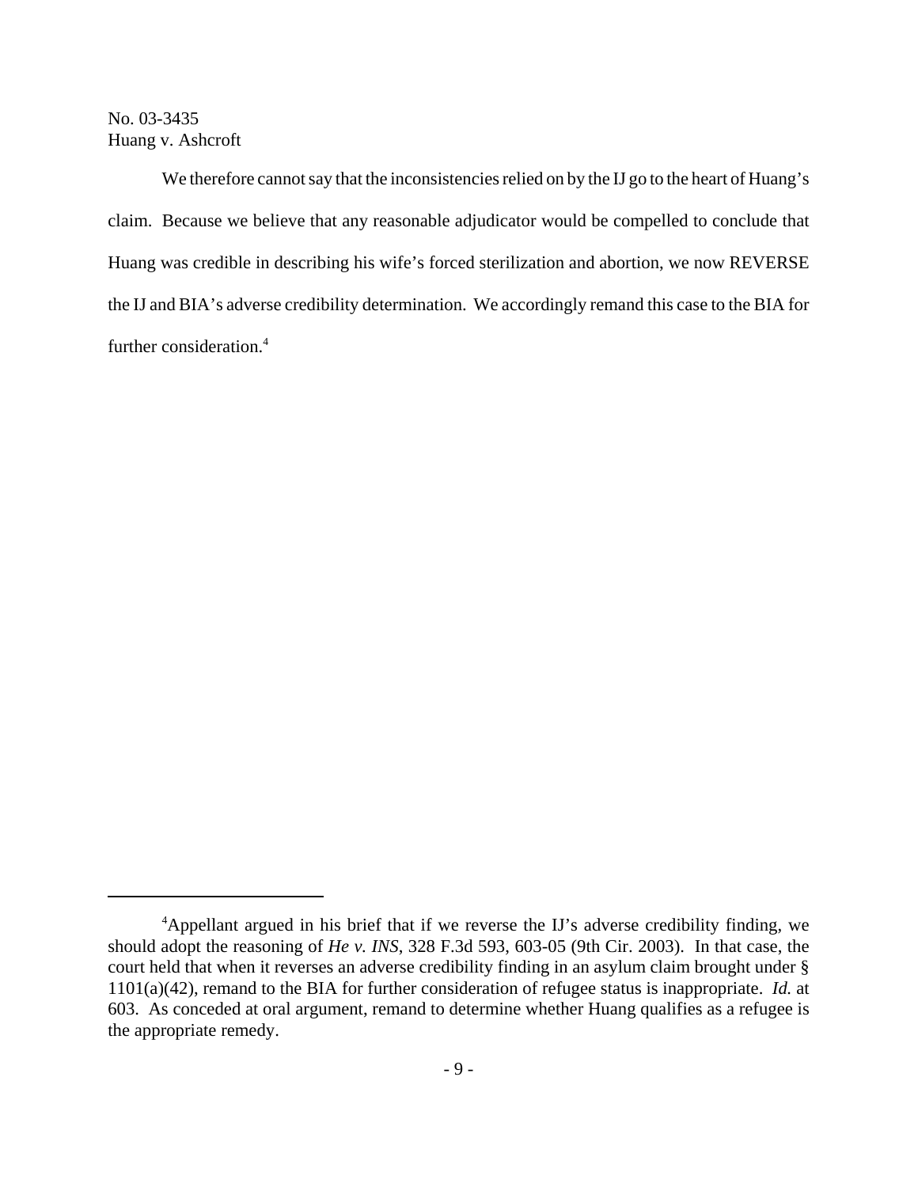We therefore cannot say that the inconsistencies relied on by the IJ go to the heart of Huang's claim. Because we believe that any reasonable adjudicator would be compelled to conclude that Huang was credible in describing his wife's forced sterilization and abortion, we now REVERSE the IJ and BIA's adverse credibility determination. We accordingly remand this case to the BIA for further consideration.[4]

---

[4]Appellant argued in his brief that if we reverse the IJ's adverse credibility finding, we should adopt the reasoning of *He v. INS*, 328 F.3d 593, 603-05 (9th Cir. 2003). In that case, the court held that when it reverses an adverse credibility finding in an asylum claim brought under § 1101(a)(42), remand to the BIA for further consideration of refugee status is inappropriate. *Id.* at 603. As conceded at oral argument, remand to determine whether Huang qualifies as a refugee is the appropriate remedy.